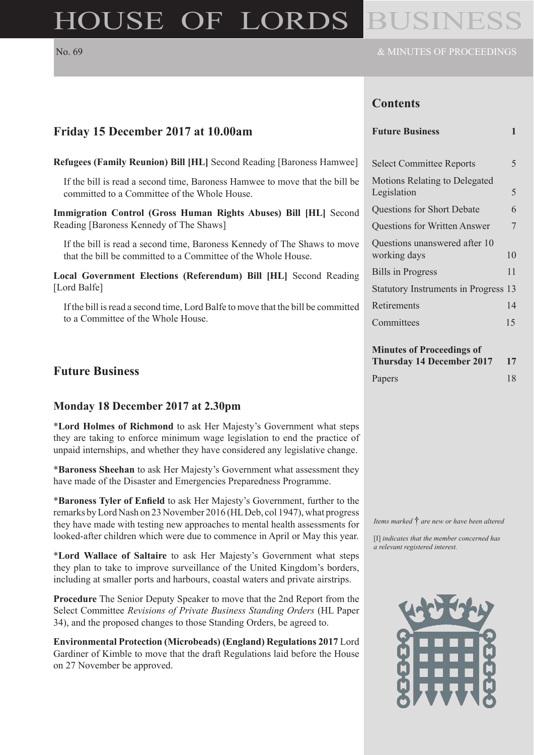# HOUSE OF LORDS BUSINESS

No. 69

& MINUTES OF PROCEEDINGS

## Friday 15 December 2017 at 10.00am

**Refugees (Family Reunion) Bill [HL]** Second Reading [Baroness Hamwee]

If the bill is read a second time, Baroness Hamwee to move that the bill be committed to a Committee of the Whole House.

**Immigration Control (Gross Human Rights Abuses) Bill [HL]** Second Reading [Baroness Kennedy of The Shaws]

If the bill is read a second time, Baroness Kennedy of The Shaws to move that the bill be committed to a Committee of the Whole House.

**Local Government Elections (Referendum) Bill [HL]** Second Reading [Lord Balfe]

If the bill is read a second time, Lord Balfe to move that the bill be committed to a Committee of the Whole House.

## Future Business

### Monday 18 December 2017 at 2.30pm

*__Lord Holmes of Richmond__ to ask Her Majesty's Government what steps they are taking to enforce minimum wage legislation to end the practice of unpaid internships, and whether they have considered any legislative change.

*__Baroness Sheehan__ to ask Her Majesty's Government what assessment they have made of the Disaster and Emergencies Preparedness Programme.

*__Baroness Tyler of Enfield__ to ask Her Majesty's Government, further to the remarks by Lord Nash on 23 November 2016 (HL Deb, col 1947), what progress they have made with testing new approaches to mental health assessments for looked-after children which were due to commence in April or May this year.

*__Lord Wallace of Saltaire__ to ask Her Majesty's Government what steps they plan to take to improve surveillance of the United Kingdom's borders, including at smaller ports and harbours, coastal waters and private airstrips.

**Procedure** The Senior Deputy Speaker to move that the 2nd Report from the Select Committee *Revisions of Private Business Standing Orders* (HL Paper 34), and the proposed changes to those Standing Orders, be agreed to.

**Environmental Protection (Microbeads) (England) Regulations 2017** Lord Gardiner of Kimble to move that the draft Regulations laid before the House on 27 November be approved.

## Contents

| | |
|---|---|
| **Future Business** | **1** |
| Select Committee Reports | 5 |
| Motions Relating to Delegated Legislation | 5 |
| Questions for Short Debate | 6 |
| Questions for Written Answer | 7 |
| Questions unanswered after 10 working days | 10 |
| Bills in Progress | 11 |
| Statutory Instruments in Progress | 13 |
| Retirements | 14 |
| Committees | 15 |
| **Minutes of Proceedings of Thursday 14 December 2017** | **17** |
| Papers | 18 |

*Items marked* † *are new or have been altered*

[I] *indicates that the member concerned has a relevant registered interest.*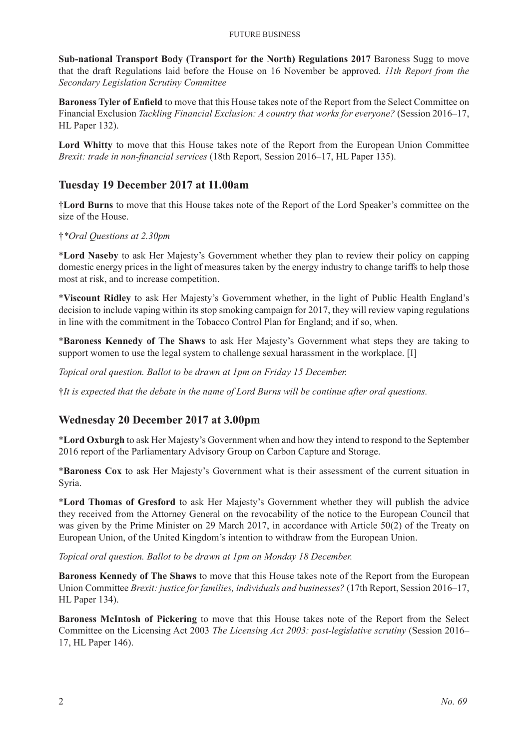**Sub-national Transport Body (Transport for the North) Regulations 2017** Baroness Sugg to move that the draft Regulations laid before the House on 16 November be approved. *11th Report from the Secondary Legislation Scrutiny Committee*

**Baroness Tyler of Enfield** to move that this House takes note of the Report from the Select Committee on Financial Exclusion *Tackling Financial Exclusion: A country that works for everyone?* (Session 2016–17, HL Paper 132).

**Lord Whitty** to move that this House takes note of the Report from the European Union Committee *Brexit: trade in non-financial services* (18th Report, Session 2016–17, HL Paper 135).

## Tuesday 19 December 2017 at 11.00am

†**Lord Burns** to move that this House takes note of the Report of the Lord Speaker's committee on the size of the House.

†*\*Oral Questions at 2.30pm*

\***Lord Naseby** to ask Her Majesty's Government whether they plan to review their policy on capping domestic energy prices in the light of measures taken by the energy industry to change tariffs to help those most at risk, and to increase competition.

\***Viscount Ridley** to ask Her Majesty's Government whether, in the light of Public Health England's decision to include vaping within its stop smoking campaign for 2017, they will review vaping regulations in line with the commitment in the Tobacco Control Plan for England; and if so, when.

\***Baroness Kennedy of The Shaws** to ask Her Majesty's Government what steps they are taking to support women to use the legal system to challenge sexual harassment in the workplace. [I]

*Topical oral question. Ballot to be drawn at 1pm on Friday 15 December.*

†*It is expected that the debate in the name of Lord Burns will be continue after oral questions.*

## Wednesday 20 December 2017 at 3.00pm

\***Lord Oxburgh** to ask Her Majesty's Government when and how they intend to respond to the September 2016 report of the Parliamentary Advisory Group on Carbon Capture and Storage.

\***Baroness Cox** to ask Her Majesty's Government what is their assessment of the current situation in Syria.

\***Lord Thomas of Gresford** to ask Her Majesty's Government whether they will publish the advice they received from the Attorney General on the revocability of the notice to the European Council that was given by the Prime Minister on 29 March 2017, in accordance with Article 50(2) of the Treaty on European Union, of the United Kingdom's intention to withdraw from the European Union.

*Topical oral question. Ballot to be drawn at 1pm on Monday 18 December.*

**Baroness Kennedy of The Shaws** to move that this House takes note of the Report from the European Union Committee *Brexit: justice for families, individuals and businesses?* (17th Report, Session 2016–17, HL Paper 134).

**Baroness McIntosh of Pickering** to move that this House takes note of the Report from the Select Committee on the Licensing Act 2003 *The Licensing Act 2003: post-legislative scrutiny* (Session 2016–17, HL Paper 146).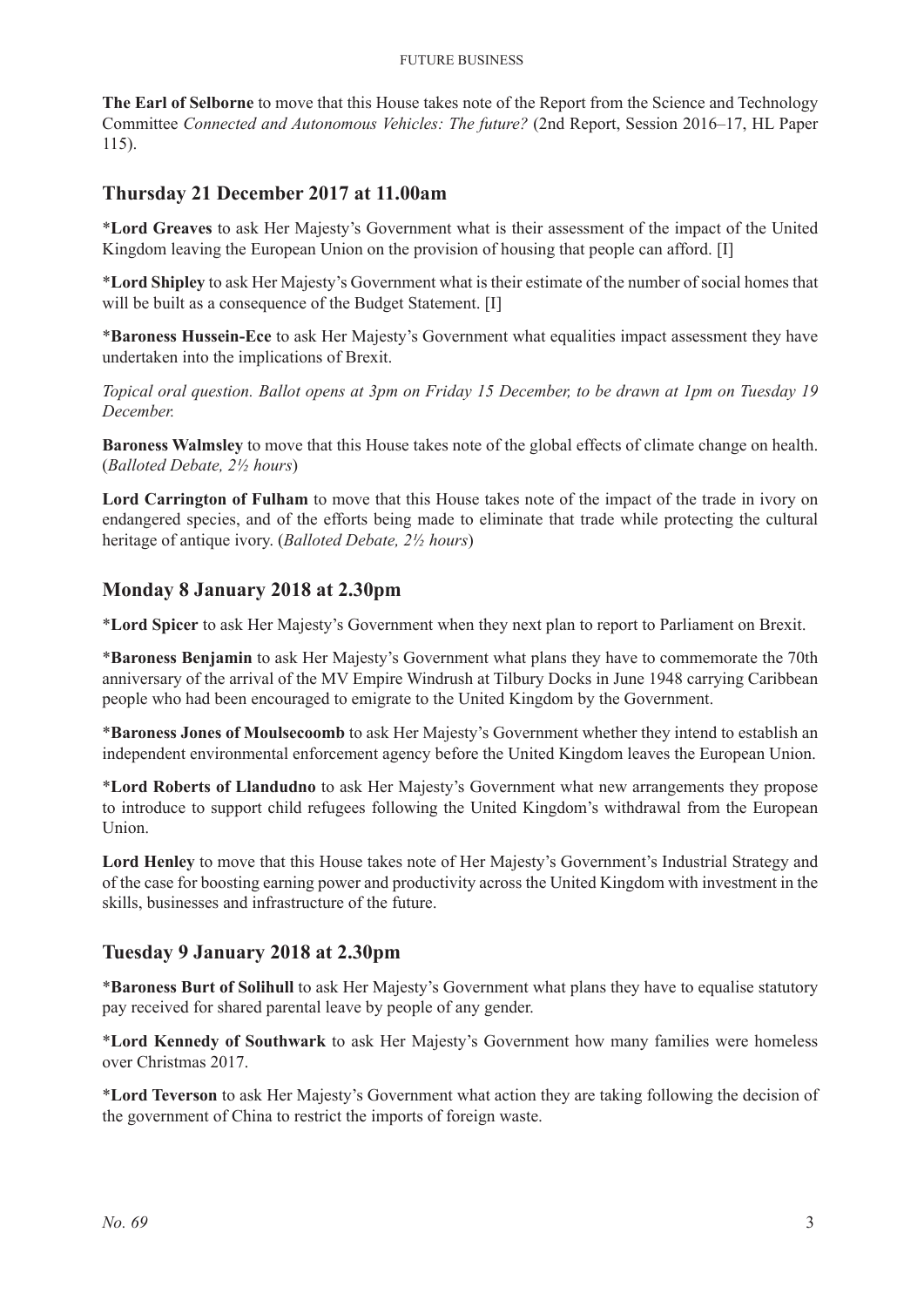**The Earl of Selborne** to move that this House takes note of the Report from the Science and Technology Committee *Connected and Autonomous Vehicles: The future?* (2nd Report, Session 2016–17, HL Paper 115).

## Thursday 21 December 2017 at 11.00am

*__Lord Greaves__ to ask Her Majesty's Government what is their assessment of the impact of the United Kingdom leaving the European Union on the provision of housing that people can afford. [I]

*__Lord Shipley__ to ask Her Majesty's Government what is their estimate of the number of social homes that will be built as a consequence of the Budget Statement. [I]

*__Baroness Hussein-Ece__ to ask Her Majesty's Government what equalities impact assessment they have undertaken into the implications of Brexit.

*Topical oral question. Ballot opens at 3pm on Friday 15 December, to be drawn at 1pm on Tuesday 19 December.*

**Baroness Walmsley** to move that this House takes note of the global effects of climate change on health. (*Balloted Debate, 2½ hours*)

**Lord Carrington of Fulham** to move that this House takes note of the impact of the trade in ivory on endangered species, and of the efforts being made to eliminate that trade while protecting the cultural heritage of antique ivory. (*Balloted Debate, 2½ hours*)

## Monday 8 January 2018 at 2.30pm

*__Lord Spicer__ to ask Her Majesty's Government when they next plan to report to Parliament on Brexit.

*__Baroness Benjamin__ to ask Her Majesty's Government what plans they have to commemorate the 70th anniversary of the arrival of the MV Empire Windrush at Tilbury Docks in June 1948 carrying Caribbean people who had been encouraged to emigrate to the United Kingdom by the Government.

*__Baroness Jones of Moulsecoomb__ to ask Her Majesty's Government whether they intend to establish an independent environmental enforcement agency before the United Kingdom leaves the European Union.

*__Lord Roberts of Llandudno__ to ask Her Majesty's Government what new arrangements they propose to introduce to support child refugees following the United Kingdom's withdrawal from the European Union.

**Lord Henley** to move that this House takes note of Her Majesty's Government's Industrial Strategy and of the case for boosting earning power and productivity across the United Kingdom with investment in the skills, businesses and infrastructure of the future.

## Tuesday 9 January 2018 at 2.30pm

*__Baroness Burt of Solihull__ to ask Her Majesty's Government what plans they have to equalise statutory pay received for shared parental leave by people of any gender.

*__Lord Kennedy of Southwark__ to ask Her Majesty's Government how many families were homeless over Christmas 2017.

*__Lord Teverson__ to ask Her Majesty's Government what action they are taking following the decision of the government of China to restrict the imports of foreign waste.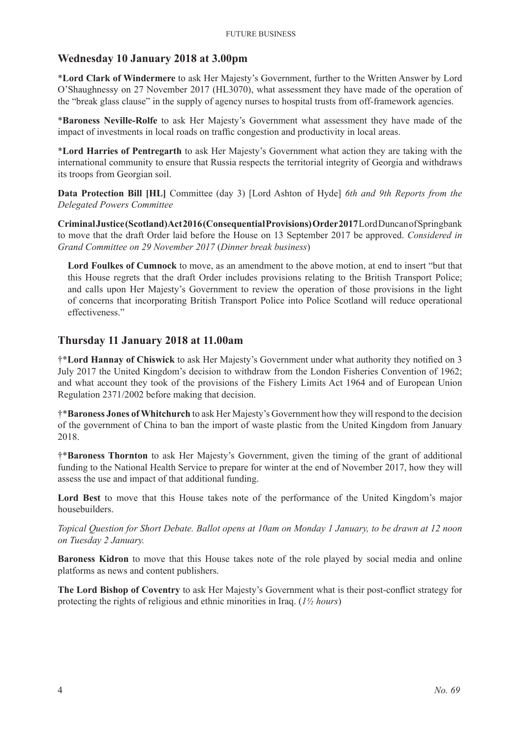## Wednesday 10 January 2018 at 3.00pm

*__Lord Clark of Windermere__ to ask Her Majesty's Government, further to the Written Answer by Lord O'Shaughnessy on 27 November 2017 (HL3070), what assessment they have made of the operation of the "break glass clause" in the supply of agency nurses to hospital trusts from off-framework agencies.

*__Baroness Neville-Rolfe__ to ask Her Majesty's Government what assessment they have made of the impact of investments in local roads on traffic congestion and productivity in local areas.

*__Lord Harries of Pentregarth__ to ask Her Majesty's Government what action they are taking with the international community to ensure that Russia respects the territorial integrity of Georgia and withdraws its troops from Georgian soil.

**Data Protection Bill [HL]** Committee (day 3) [Lord Ashton of Hyde] *6th and 9th Reports from the Delegated Powers Committee*

**Criminal Justice (Scotland) Act 2016 (Consequential Provisions) Order 2017** Lord Duncan of Springbank to move that the draft Order laid before the House on 13 September 2017 be approved. *Considered in Grand Committee on 29 November 2017* (*Dinner break business*)

> **Lord Foulkes of Cumnock** to move, as an amendment to the above motion, at end to insert "but that this House regrets that the draft Order includes provisions relating to the British Transport Police; and calls upon Her Majesty's Government to review the operation of those provisions in the light of concerns that incorporating British Transport Police into Police Scotland will reduce operational effectiveness."

## Thursday 11 January 2018 at 11.00am

†*__Lord Hannay of Chiswick__ to ask Her Majesty's Government under what authority they notified on 3 July 2017 the United Kingdom's decision to withdraw from the London Fisheries Convention of 1962; and what account they took of the provisions of the Fishery Limits Act 1964 and of European Union Regulation 2371/2002 before making that decision.

†*__Baroness Jones of Whitchurch__ to ask Her Majesty's Government how they will respond to the decision of the government of China to ban the import of waste plastic from the United Kingdom from January 2018.

†*__Baroness Thornton__ to ask Her Majesty's Government, given the timing of the grant of additional funding to the National Health Service to prepare for winter at the end of November 2017, how they will assess the use and impact of that additional funding.

**Lord Best** to move that this House takes note of the performance of the United Kingdom's major housebuilders.

*Topical Question for Short Debate. Ballot opens at 10am on Monday 1 January, to be drawn at 12 noon on Tuesday 2 January.*

**Baroness Kidron** to move that this House takes note of the role played by social media and online platforms as news and content publishers.

**The Lord Bishop of Coventry** to ask Her Majesty's Government what is their post-conflict strategy for protecting the rights of religious and ethnic minorities in Iraq. (*1½ hours*)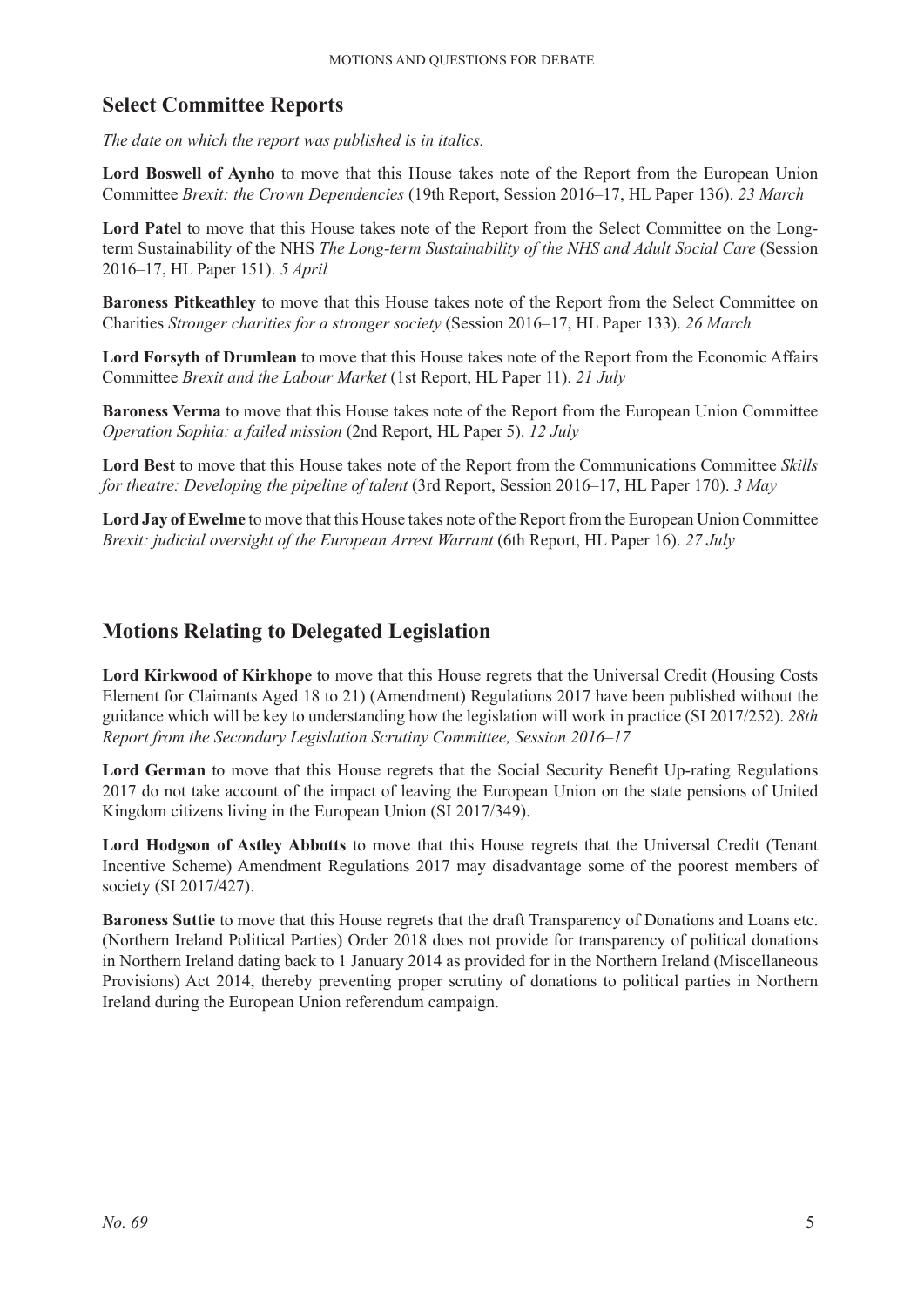## Select Committee Reports

*The date on which the report was published is in italics.*

**Lord Boswell of Aynho** to move that this House takes note of the Report from the European Union Committee *Brexit: the Crown Dependencies* (19th Report, Session 2016–17, HL Paper 136). *23 March*

**Lord Patel** to move that this House takes note of the Report from the Select Committee on the Long-term Sustainability of the NHS *The Long-term Sustainability of the NHS and Adult Social Care* (Session 2016–17, HL Paper 151). *5 April*

**Baroness Pitkeathley** to move that this House takes note of the Report from the Select Committee on Charities *Stronger charities for a stronger society* (Session 2016–17, HL Paper 133). *26 March*

**Lord Forsyth of Drumlean** to move that this House takes note of the Report from the Economic Affairs Committee *Brexit and the Labour Market* (1st Report, HL Paper 11). *21 July*

**Baroness Verma** to move that this House takes note of the Report from the European Union Committee *Operation Sophia: a failed mission* (2nd Report, HL Paper 5). *12 July*

**Lord Best** to move that this House takes note of the Report from the Communications Committee *Skills for theatre: Developing the pipeline of talent* (3rd Report, Session 2016–17, HL Paper 170). *3 May*

**Lord Jay of Ewelme** to move that this House takes note of the Report from the European Union Committee *Brexit: judicial oversight of the European Arrest Warrant* (6th Report, HL Paper 16). *27 July*

## Motions Relating to Delegated Legislation

**Lord Kirkwood of Kirkhope** to move that this House regrets that the Universal Credit (Housing Costs Element for Claimants Aged 18 to 21) (Amendment) Regulations 2017 have been published without the guidance which will be key to understanding how the legislation will work in practice (SI 2017/252). *28th Report from the Secondary Legislation Scrutiny Committee, Session 2016–17*

**Lord German** to move that this House regrets that the Social Security Benefit Up-rating Regulations 2017 do not take account of the impact of leaving the European Union on the state pensions of United Kingdom citizens living in the European Union (SI 2017/349).

**Lord Hodgson of Astley Abbotts** to move that this House regrets that the Universal Credit (Tenant Incentive Scheme) Amendment Regulations 2017 may disadvantage some of the poorest members of society (SI 2017/427).

**Baroness Suttie** to move that this House regrets that the draft Transparency of Donations and Loans etc. (Northern Ireland Political Parties) Order 2018 does not provide for transparency of political donations in Northern Ireland dating back to 1 January 2014 as provided for in the Northern Ireland (Miscellaneous Provisions) Act 2014, thereby preventing proper scrutiny of donations to political parties in Northern Ireland during the European Union referendum campaign.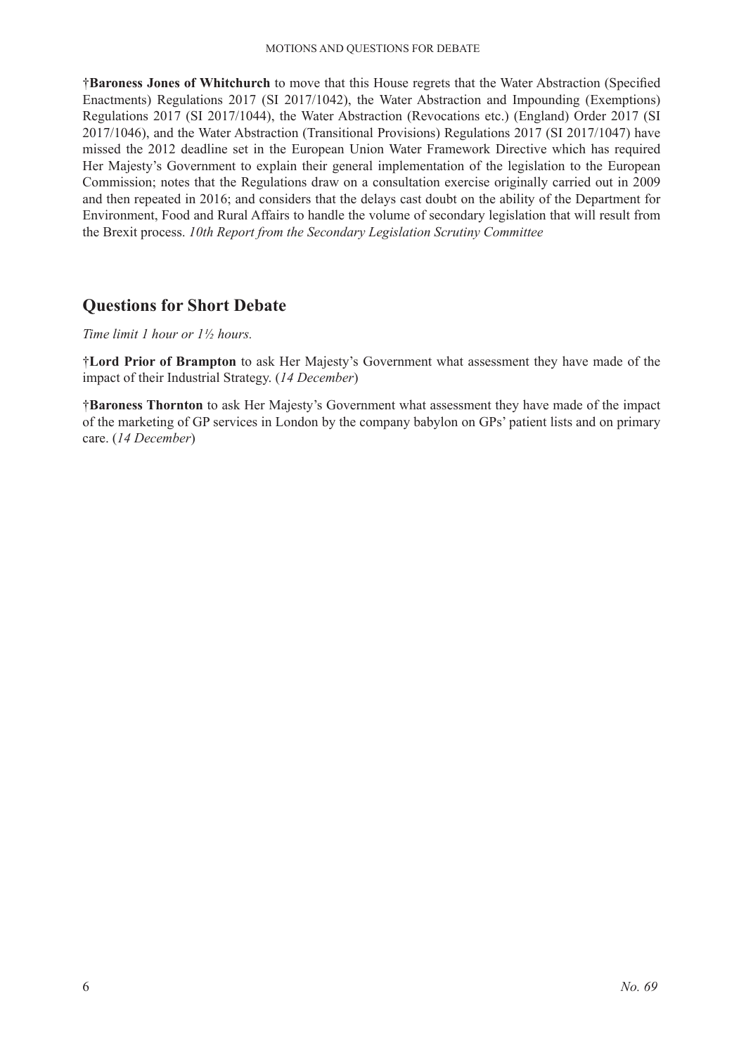**†Baroness Jones of Whitchurch** to move that this House regrets that the Water Abstraction (Specified Enactments) Regulations 2017 (SI 2017/1042), the Water Abstraction and Impounding (Exemptions) Regulations 2017 (SI 2017/1044), the Water Abstraction (Revocations etc.) (England) Order 2017 (SI 2017/1046), and the Water Abstraction (Transitional Provisions) Regulations 2017 (SI 2017/1047) have missed the 2012 deadline set in the European Union Water Framework Directive which has required Her Majesty's Government to explain their general implementation of the legislation to the European Commission; notes that the Regulations draw on a consultation exercise originally carried out in 2009 and then repeated in 2016; and considers that the delays cast doubt on the ability of the Department for Environment, Food and Rural Affairs to handle the volume of secondary legislation that will result from the Brexit process. *10th Report from the Secondary Legislation Scrutiny Committee*

## Questions for Short Debate

*Time limit 1 hour or 1½ hours.*

**†Lord Prior of Brampton** to ask Her Majesty's Government what assessment they have made of the impact of their Industrial Strategy. (*14 December*)

**†Baroness Thornton** to ask Her Majesty's Government what assessment they have made of the impact of the marketing of GP services in London by the company babylon on GPs' patient lists and on primary care. (*14 December*)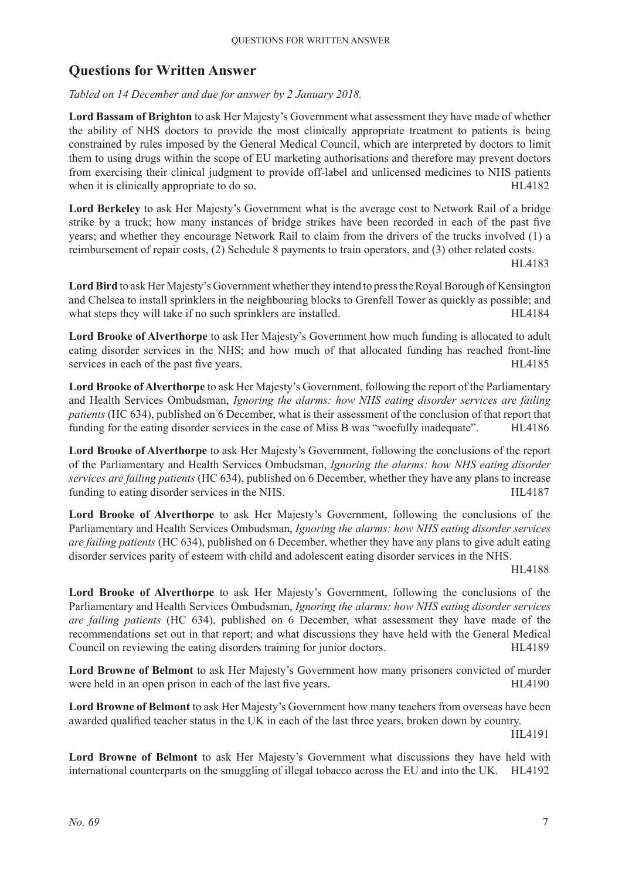## Questions for Written Answer

*Tabled on 14 December and due for answer by 2 January 2018.*

**Lord Bassam of Brighton** to ask Her Majesty's Government what assessment they have made of whether the ability of NHS doctors to provide the most clinically appropriate treatment to patients is being constrained by rules imposed by the General Medical Council, which are interpreted by doctors to limit them to using drugs within the scope of EU marketing authorisations and therefore may prevent doctors from exercising their clinical judgment to provide off-label and unlicensed medicines to NHS patients when it is clinically appropriate to do so. HL4182

**Lord Berkeley** to ask Her Majesty's Government what is the average cost to Network Rail of a bridge strike by a truck; how many instances of bridge strikes have been recorded in each of the past five years; and whether they encourage Network Rail to claim from the drivers of the trucks involved (1) a reimbursement of repair costs, (2) Schedule 8 payments to train operators, and (3) other related costs. HL4183

**Lord Bird** to ask Her Majesty's Government whether they intend to press the Royal Borough of Kensington and Chelsea to install sprinklers in the neighbouring blocks to Grenfell Tower as quickly as possible; and what steps they will take if no such sprinklers are installed. HL4184

**Lord Brooke of Alverthorpe** to ask Her Majesty's Government how much funding is allocated to adult eating disorder services in the NHS; and how much of that allocated funding has reached front-line services in each of the past five years. HL4185

**Lord Brooke of Alverthorpe** to ask Her Majesty's Government, following the report of the Parliamentary and Health Services Ombudsman, *Ignoring the alarms: how NHS eating disorder services are failing patients* (HC 634), published on 6 December, what is their assessment of the conclusion of that report that funding for the eating disorder services in the case of Miss B was "woefully inadequate". HL4186

**Lord Brooke of Alverthorpe** to ask Her Majesty's Government, following the conclusions of the report of the Parliamentary and Health Services Ombudsman, *Ignoring the alarms: how NHS eating disorder services are failing patients* (HC 634), published on 6 December, whether they have any plans to increase funding to eating disorder services in the NHS. HL4187

**Lord Brooke of Alverthorpe** to ask Her Majesty's Government, following the conclusions of the Parliamentary and Health Services Ombudsman, *Ignoring the alarms: how NHS eating disorder services are failing patients* (HC 634), published on 6 December, whether they have any plans to give adult eating disorder services parity of esteem with child and adolescent eating disorder services in the NHS. HL4188

**Lord Brooke of Alverthorpe** to ask Her Majesty's Government, following the conclusions of the Parliamentary and Health Services Ombudsman, *Ignoring the alarms: how NHS eating disorder services are failing patients* (HC 634), published on 6 December, what assessment they have made of the recommendations set out in that report; and what discussions they have held with the General Medical Council on reviewing the eating disorders training for junior doctors. HL4189

**Lord Browne of Belmont** to ask Her Majesty's Government how many prisoners convicted of murder were held in an open prison in each of the last five years. HL4190

**Lord Browne of Belmont** to ask Her Majesty's Government how many teachers from overseas have been awarded qualified teacher status in the UK in each of the last three years, broken down by country. HL4191

**Lord Browne of Belmont** to ask Her Majesty's Government what discussions they have held with international counterparts on the smuggling of illegal tobacco across the EU and into the UK. HL4192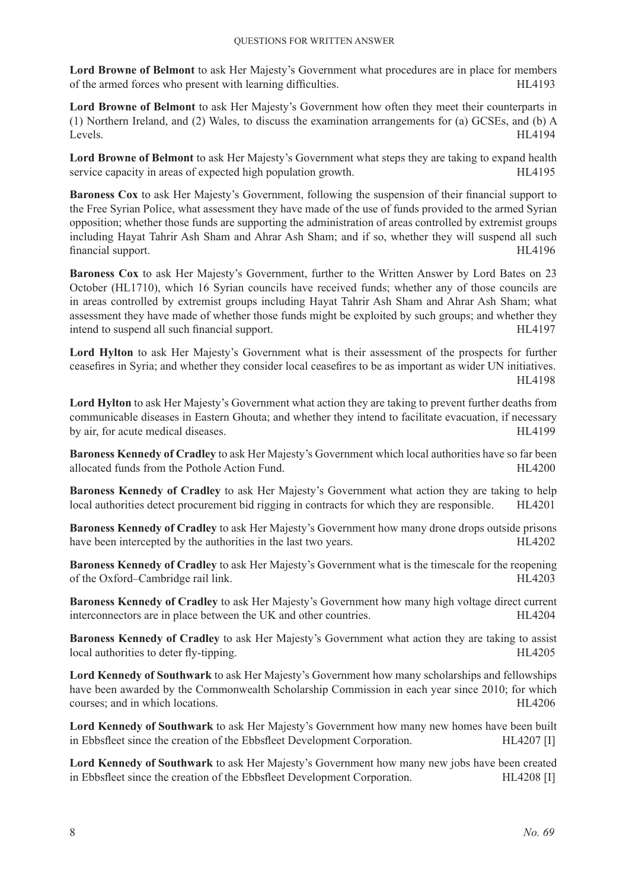**Lord Browne of Belmont** to ask Her Majesty's Government what procedures are in place for members of the armed forces who present with learning difficulties. HL4193

**Lord Browne of Belmont** to ask Her Majesty's Government how often they meet their counterparts in (1) Northern Ireland, and (2) Wales, to discuss the examination arrangements for (a) GCSEs, and (b) A Levels. HL4194

**Lord Browne of Belmont** to ask Her Majesty's Government what steps they are taking to expand health service capacity in areas of expected high population growth. HL4195

**Baroness Cox** to ask Her Majesty's Government, following the suspension of their financial support to the Free Syrian Police, what assessment they have made of the use of funds provided to the armed Syrian opposition; whether those funds are supporting the administration of areas controlled by extremist groups including Hayat Tahrir Ash Sham and Ahrar Ash Sham; and if so, whether they will suspend all such financial support. HL4196

**Baroness Cox** to ask Her Majesty's Government, further to the Written Answer by Lord Bates on 23 October (HL1710), which 16 Syrian councils have received funds; whether any of those councils are in areas controlled by extremist groups including Hayat Tahrir Ash Sham and Ahrar Ash Sham; what assessment they have made of whether those funds might be exploited by such groups; and whether they intend to suspend all such financial support. HL4197

**Lord Hylton** to ask Her Majesty's Government what is their assessment of the prospects for further ceasefires in Syria; and whether they consider local ceasefires to be as important as wider UN initiatives. HL4198

**Lord Hylton** to ask Her Majesty's Government what action they are taking to prevent further deaths from communicable diseases in Eastern Ghouta; and whether they intend to facilitate evacuation, if necessary by air, for acute medical diseases. HL4199

**Baroness Kennedy of Cradley** to ask Her Majesty's Government which local authorities have so far been allocated funds from the Pothole Action Fund. HL4200

**Baroness Kennedy of Cradley** to ask Her Majesty's Government what action they are taking to help local authorities detect procurement bid rigging in contracts for which they are responsible. HL4201

**Baroness Kennedy of Cradley** to ask Her Majesty's Government how many drone drops outside prisons have been intercepted by the authorities in the last two years. HL4202

**Baroness Kennedy of Cradley** to ask Her Majesty's Government what is the timescale for the reopening of the Oxford–Cambridge rail link. HL4203

**Baroness Kennedy of Cradley** to ask Her Majesty's Government how many high voltage direct current interconnectors are in place between the UK and other countries. HL4204

**Baroness Kennedy of Cradley** to ask Her Majesty's Government what action they are taking to assist local authorities to deter fly-tipping. HL4205

**Lord Kennedy of Southwark** to ask Her Majesty's Government how many scholarships and fellowships have been awarded by the Commonwealth Scholarship Commission in each year since 2010; for which courses; and in which locations. HL4206

**Lord Kennedy of Southwark** to ask Her Majesty's Government how many new homes have been built in Ebbsfleet since the creation of the Ebbsfleet Development Corporation. HL4207 [I]

**Lord Kennedy of Southwark** to ask Her Majesty's Government how many new jobs have been created in Ebbsfleet since the creation of the Ebbsfleet Development Corporation. HL4208 [I]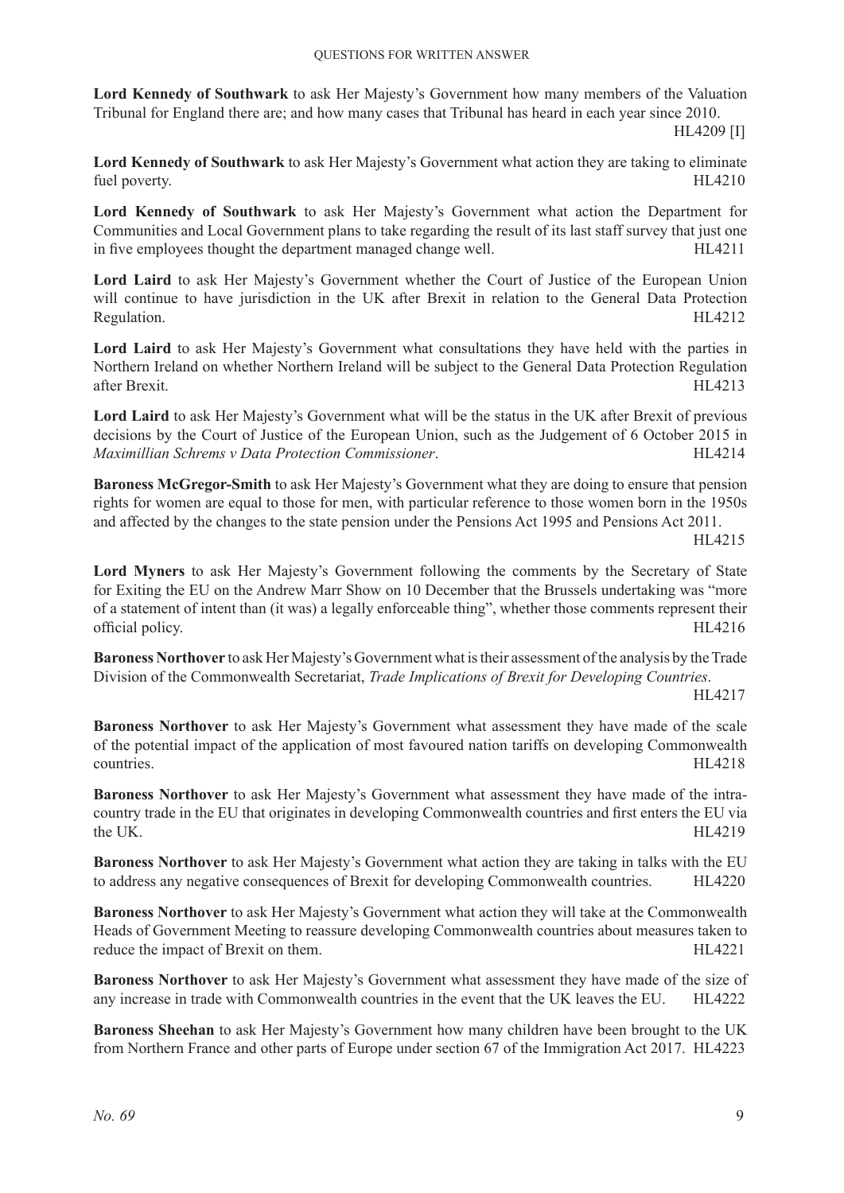**Lord Kennedy of Southwark** to ask Her Majesty's Government how many members of the Valuation Tribunal for England there are; and how many cases that Tribunal has heard in each year since 2010. HL4209 [I]

**Lord Kennedy of Southwark** to ask Her Majesty's Government what action they are taking to eliminate fuel poverty. HL4210

**Lord Kennedy of Southwark** to ask Her Majesty's Government what action the Department for Communities and Local Government plans to take regarding the result of its last staff survey that just one in five employees thought the department managed change well. HL4211

**Lord Laird** to ask Her Majesty's Government whether the Court of Justice of the European Union will continue to have jurisdiction in the UK after Brexit in relation to the General Data Protection Regulation. HL4212

**Lord Laird** to ask Her Majesty's Government what consultations they have held with the parties in Northern Ireland on whether Northern Ireland will be subject to the General Data Protection Regulation after Brexit. HL4213

**Lord Laird** to ask Her Majesty's Government what will be the status in the UK after Brexit of previous decisions by the Court of Justice of the European Union, such as the Judgement of 6 October 2015 in *Maximillian Schrems v Data Protection Commissioner*. HL4214

**Baroness McGregor-Smith** to ask Her Majesty's Government what they are doing to ensure that pension rights for women are equal to those for men, with particular reference to those women born in the 1950s and affected by the changes to the state pension under the Pensions Act 1995 and Pensions Act 2011. HL4215

**Lord Myners** to ask Her Majesty's Government following the comments by the Secretary of State for Exiting the EU on the Andrew Marr Show on 10 December that the Brussels undertaking was "more of a statement of intent than (it was) a legally enforceable thing", whether those comments represent their official policy. HL4216

**Baroness Northover** to ask Her Majesty's Government what is their assessment of the analysis by the Trade Division of the Commonwealth Secretariat, *Trade Implications of Brexit for Developing Countries*. HL4217

**Baroness Northover** to ask Her Majesty's Government what assessment they have made of the scale of the potential impact of the application of most favoured nation tariffs on developing Commonwealth countries. HL4218

**Baroness Northover** to ask Her Majesty's Government what assessment they have made of the intra-country trade in the EU that originates in developing Commonwealth countries and first enters the EU via the UK. HL4219

**Baroness Northover** to ask Her Majesty's Government what action they are taking in talks with the EU to address any negative consequences of Brexit for developing Commonwealth countries. HL4220

**Baroness Northover** to ask Her Majesty's Government what action they will take at the Commonwealth Heads of Government Meeting to reassure developing Commonwealth countries about measures taken to reduce the impact of Brexit on them. HL4221

**Baroness Northover** to ask Her Majesty's Government what assessment they have made of the size of any increase in trade with Commonwealth countries in the event that the UK leaves the EU. HL4222

**Baroness Sheehan** to ask Her Majesty's Government how many children have been brought to the UK from Northern France and other parts of Europe under section 67 of the Immigration Act 2017. HL4223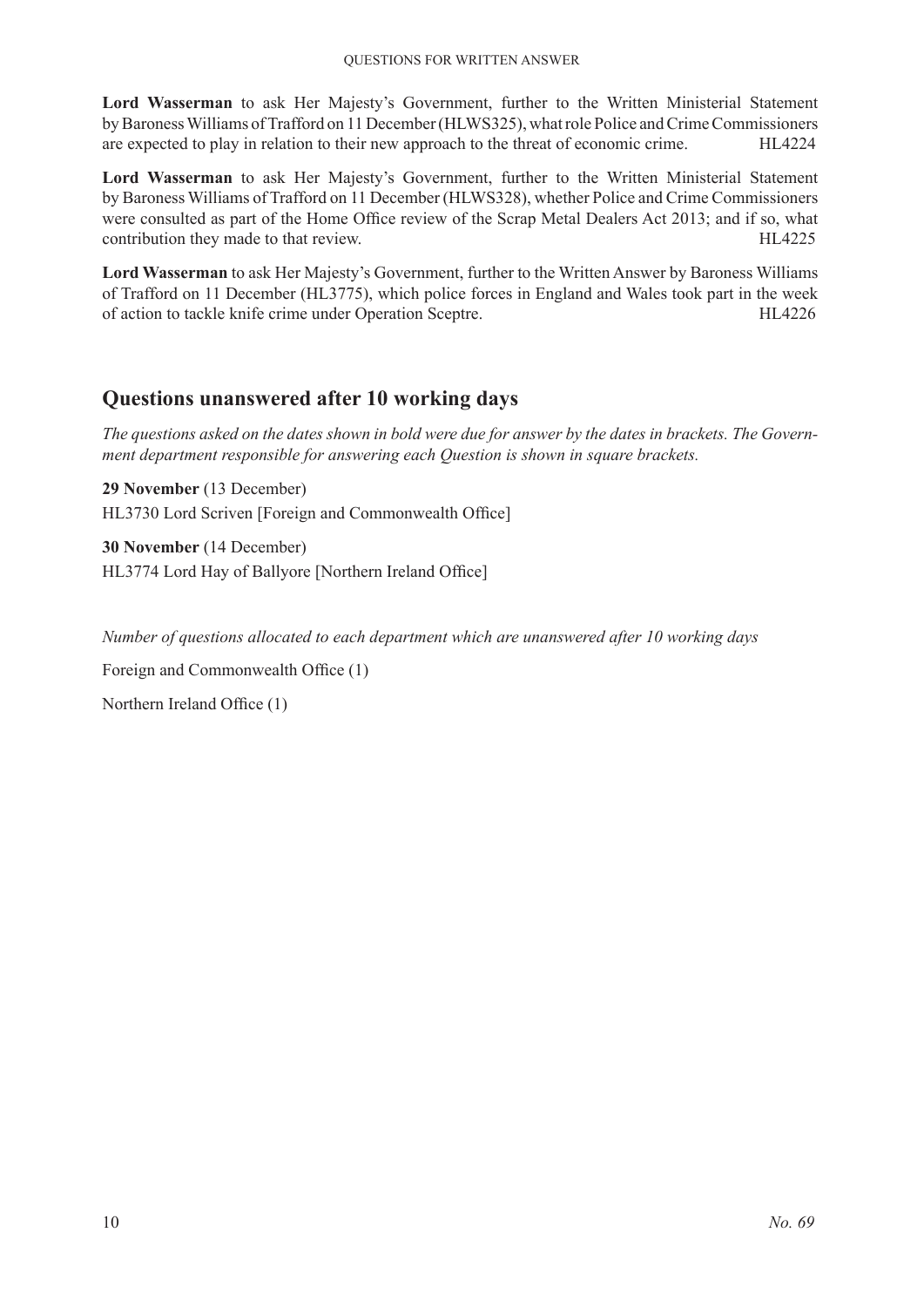**Lord Wasserman** to ask Her Majesty's Government, further to the Written Ministerial Statement by Baroness Williams of Trafford on 11 December (HLWS325), what role Police and Crime Commissioners are expected to play in relation to their new approach to the threat of economic crime. HL4224

**Lord Wasserman** to ask Her Majesty's Government, further to the Written Ministerial Statement by Baroness Williams of Trafford on 11 December (HLWS328), whether Police and Crime Commissioners were consulted as part of the Home Office review of the Scrap Metal Dealers Act 2013; and if so, what contribution they made to that review. HL4225

**Lord Wasserman** to ask Her Majesty's Government, further to the Written Answer by Baroness Williams of Trafford on 11 December (HL3775), which police forces in England and Wales took part in the week of action to tackle knife crime under Operation Sceptre. HL4226

## Questions unanswered after 10 working days

*The questions asked on the dates shown in bold were due for answer by the dates in brackets. The Government department responsible for answering each Question is shown in square brackets.*

**29 November** (13 December)
HL3730 Lord Scriven [Foreign and Commonwealth Office]

**30 November** (14 December)
HL3774 Lord Hay of Ballyore [Northern Ireland Office]

*Number of questions allocated to each department which are unanswered after 10 working days*

Foreign and Commonwealth Office (1)

Northern Ireland Office (1)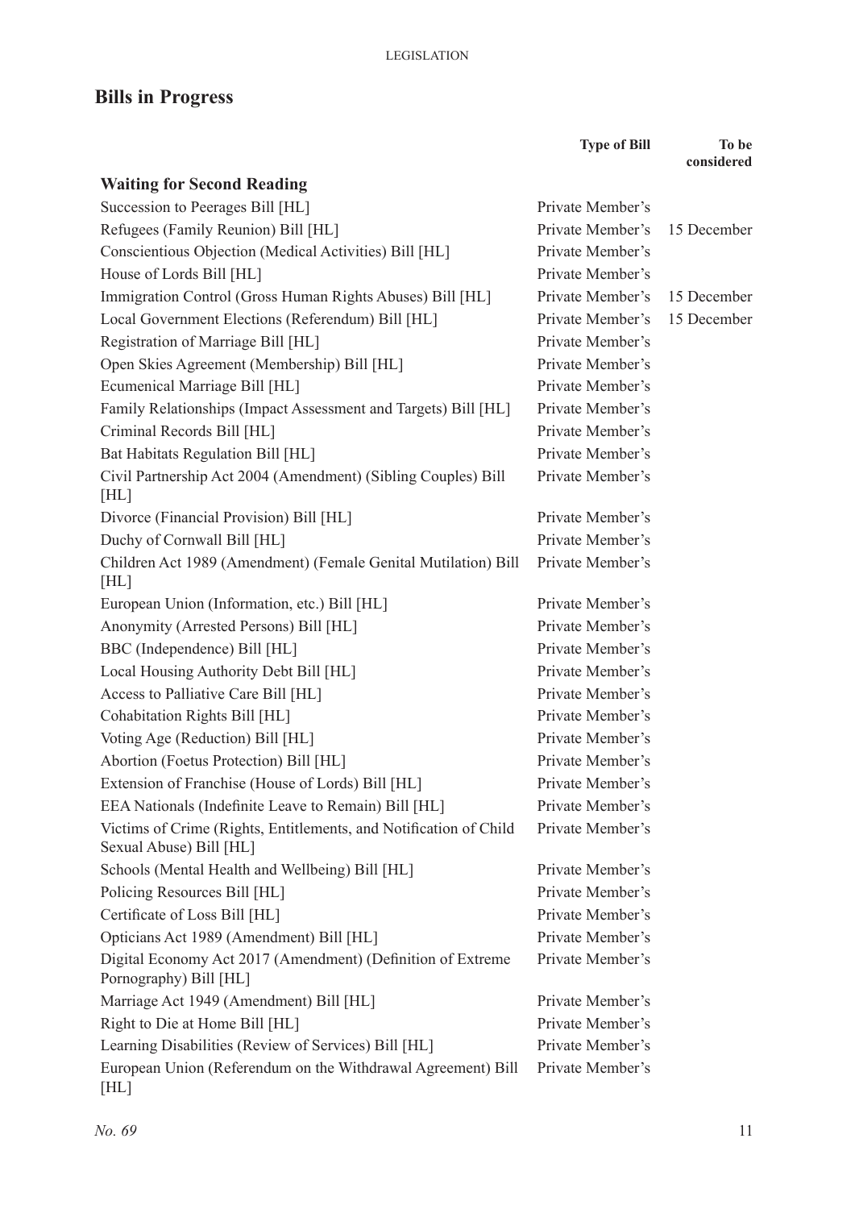## Bills in Progress

| | Type of Bill | To be considered |
|---|---|---|
| **Waiting for Second Reading** | | |
| Succession to Peerages Bill [HL] | Private Member's | |
| Refugees (Family Reunion) Bill [HL] | Private Member's | 15 December |
| Conscientious Objection (Medical Activities) Bill [HL] | Private Member's | |
| House of Lords Bill [HL] | Private Member's | |
| Immigration Control (Gross Human Rights Abuses) Bill [HL] | Private Member's | 15 December |
| Local Government Elections (Referendum) Bill [HL] | Private Member's | 15 December |
| Registration of Marriage Bill [HL] | Private Member's | |
| Open Skies Agreement (Membership) Bill [HL] | Private Member's | |
| Ecumenical Marriage Bill [HL] | Private Member's | |
| Family Relationships (Impact Assessment and Targets) Bill [HL] | Private Member's | |
| Criminal Records Bill [HL] | Private Member's | |
| Bat Habitats Regulation Bill [HL] | Private Member's | |
| Civil Partnership Act 2004 (Amendment) (Sibling Couples) Bill [HL] | Private Member's | |
| Divorce (Financial Provision) Bill [HL] | Private Member's | |
| Duchy of Cornwall Bill [HL] | Private Member's | |
| Children Act 1989 (Amendment) (Female Genital Mutilation) Bill [HL] | Private Member's | |
| European Union (Information, etc.) Bill [HL] | Private Member's | |
| Anonymity (Arrested Persons) Bill [HL] | Private Member's | |
| BBC (Independence) Bill [HL] | Private Member's | |
| Local Housing Authority Debt Bill [HL] | Private Member's | |
| Access to Palliative Care Bill [HL] | Private Member's | |
| Cohabitation Rights Bill [HL] | Private Member's | |
| Voting Age (Reduction) Bill [HL] | Private Member's | |
| Abortion (Foetus Protection) Bill [HL] | Private Member's | |
| Extension of Franchise (House of Lords) Bill [HL] | Private Member's | |
| EEA Nationals (Indefinite Leave to Remain) Bill [HL] | Private Member's | |
| Victims of Crime (Rights, Entitlements, and Notification of Child Sexual Abuse) Bill [HL] | Private Member's | |
| Schools (Mental Health and Wellbeing) Bill [HL] | Private Member's | |
| Policing Resources Bill [HL] | Private Member's | |
| Certificate of Loss Bill [HL] | Private Member's | |
| Opticians Act 1989 (Amendment) Bill [HL] | Private Member's | |
| Digital Economy Act 2017 (Amendment) (Definition of Extreme Pornography) Bill [HL] | Private Member's | |
| Marriage Act 1949 (Amendment) Bill [HL] | Private Member's | |
| Right to Die at Home Bill [HL] | Private Member's | |
| Learning Disabilities (Review of Services) Bill [HL] | Private Member's | |
| European Union (Referendum on the Withdrawal Agreement) Bill [HL] | Private Member's | |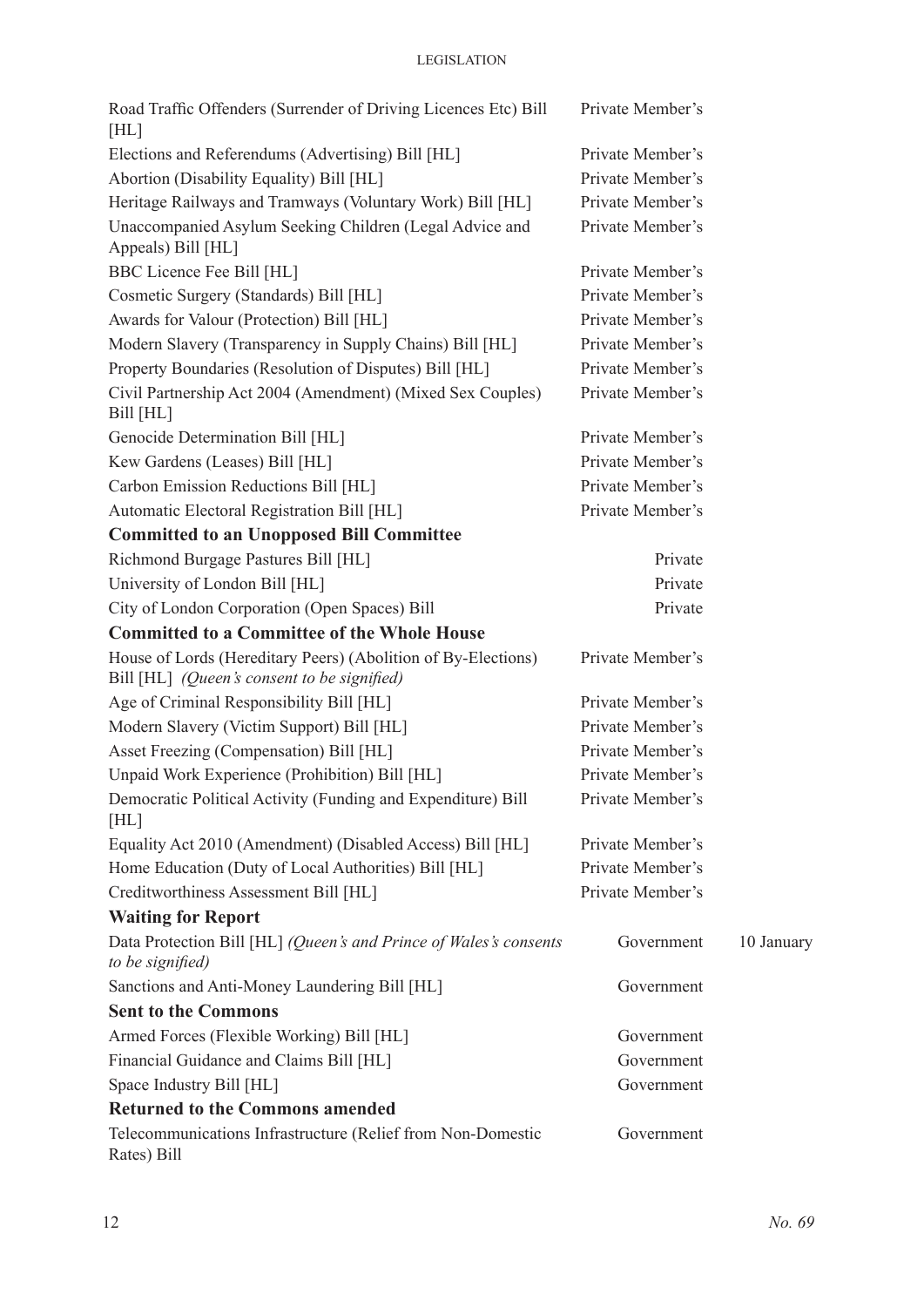| | | |
|---|---|---|
| Road Traffic Offenders (Surrender of Driving Licences Etc) Bill [HL] | Private Member's | |
| Elections and Referendums (Advertising) Bill [HL] | Private Member's | |
| Abortion (Disability Equality) Bill [HL] | Private Member's | |
| Heritage Railways and Tramways (Voluntary Work) Bill [HL] | Private Member's | |
| Unaccompanied Asylum Seeking Children (Legal Advice and Appeals) Bill [HL] | Private Member's | |
| BBC Licence Fee Bill [HL] | Private Member's | |
| Cosmetic Surgery (Standards) Bill [HL] | Private Member's | |
| Awards for Valour (Protection) Bill [HL] | Private Member's | |
| Modern Slavery (Transparency in Supply Chains) Bill [HL] | Private Member's | |
| Property Boundaries (Resolution of Disputes) Bill [HL] | Private Member's | |
| Civil Partnership Act 2004 (Amendment) (Mixed Sex Couples) Bill [HL] | Private Member's | |
| Genocide Determination Bill [HL] | Private Member's | |
| Kew Gardens (Leases) Bill [HL] | Private Member's | |
| Carbon Emission Reductions Bill [HL] | Private Member's | |
| Automatic Electoral Registration Bill [HL] | Private Member's | |
| **Committed to an Unopposed Bill Committee** | | |
| Richmond Burgage Pastures Bill [HL] | Private | |
| University of London Bill [HL] | Private | |
| City of London Corporation (Open Spaces) Bill | Private | |
| **Committed to a Committee of the Whole House** | | |
| House of Lords (Hereditary Peers) (Abolition of By-Elections) Bill [HL] *(Queen's consent to be signified)* | Private Member's | |
| Age of Criminal Responsibility Bill [HL] | Private Member's | |
| Modern Slavery (Victim Support) Bill [HL] | Private Member's | |
| Asset Freezing (Compensation) Bill [HL] | Private Member's | |
| Unpaid Work Experience (Prohibition) Bill [HL] | Private Member's | |
| Democratic Political Activity (Funding and Expenditure) Bill [HL] | Private Member's | |
| Equality Act 2010 (Amendment) (Disabled Access) Bill [HL] | Private Member's | |
| Home Education (Duty of Local Authorities) Bill [HL] | Private Member's | |
| Creditworthiness Assessment Bill [HL] | Private Member's | |
| **Waiting for Report** | | |
| Data Protection Bill [HL] *(Queen's and Prince of Wales's consents to be signified)* | Government | 10 January |
| Sanctions and Anti-Money Laundering Bill [HL] | Government | |
| **Sent to the Commons** | | |
| Armed Forces (Flexible Working) Bill [HL] | Government | |
| Financial Guidance and Claims Bill [HL] | Government | |
| Space Industry Bill [HL] | Government | |
| **Returned to the Commons amended** | | |
| Telecommunications Infrastructure (Relief from Non-Domestic Rates) Bill | Government | |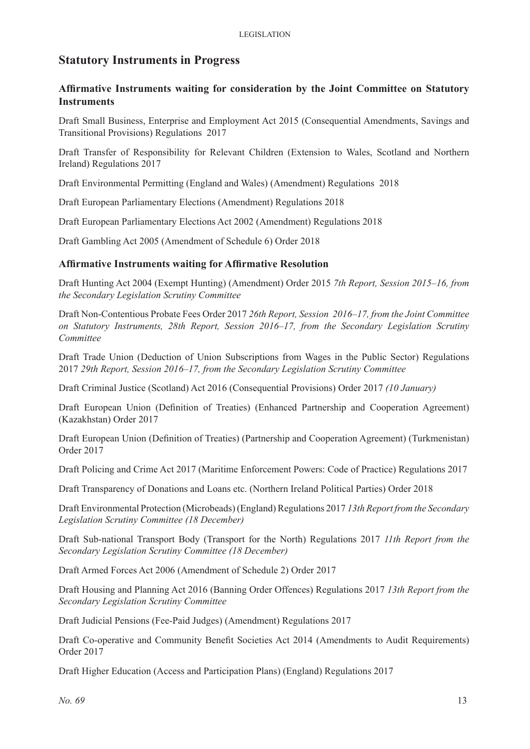## Statutory Instruments in Progress

### Affirmative Instruments waiting for consideration by the Joint Committee on Statutory Instruments

Draft Small Business, Enterprise and Employment Act 2015 (Consequential Amendments, Savings and Transitional Provisions) Regulations 2017

Draft Transfer of Responsibility for Relevant Children (Extension to Wales, Scotland and Northern Ireland) Regulations 2017

Draft Environmental Permitting (England and Wales) (Amendment) Regulations 2018

Draft European Parliamentary Elections (Amendment) Regulations 2018

Draft European Parliamentary Elections Act 2002 (Amendment) Regulations 2018

Draft Gambling Act 2005 (Amendment of Schedule 6) Order 2018

### Affirmative Instruments waiting for Affirmative Resolution

Draft Hunting Act 2004 (Exempt Hunting) (Amendment) Order 2015 *7th Report, Session 2015–16, from the Secondary Legislation Scrutiny Committee*

Draft Non-Contentious Probate Fees Order 2017 *26th Report, Session 2016–17, from the Joint Committee on Statutory Instruments, 28th Report, Session 2016–17, from the Secondary Legislation Scrutiny Committee*

Draft Trade Union (Deduction of Union Subscriptions from Wages in the Public Sector) Regulations 2017 *29th Report, Session 2016–17, from the Secondary Legislation Scrutiny Committee*

Draft Criminal Justice (Scotland) Act 2016 (Consequential Provisions) Order 2017 *(10 January)*

Draft European Union (Definition of Treaties) (Enhanced Partnership and Cooperation Agreement) (Kazakhstan) Order 2017

Draft European Union (Definition of Treaties) (Partnership and Cooperation Agreement) (Turkmenistan) Order 2017

Draft Policing and Crime Act 2017 (Maritime Enforcement Powers: Code of Practice) Regulations 2017

Draft Transparency of Donations and Loans etc. (Northern Ireland Political Parties) Order 2018

Draft Environmental Protection (Microbeads) (England) Regulations 2017 *13th Report from the Secondary Legislation Scrutiny Committee (18 December)*

Draft Sub-national Transport Body (Transport for the North) Regulations 2017 *11th Report from the Secondary Legislation Scrutiny Committee (18 December)*

Draft Armed Forces Act 2006 (Amendment of Schedule 2) Order 2017

Draft Housing and Planning Act 2016 (Banning Order Offences) Regulations 2017 *13th Report from the Secondary Legislation Scrutiny Committee*

Draft Judicial Pensions (Fee-Paid Judges) (Amendment) Regulations 2017

Draft Co-operative and Community Benefit Societies Act 2014 (Amendments to Audit Requirements) Order 2017

Draft Higher Education (Access and Participation Plans) (England) Regulations 2017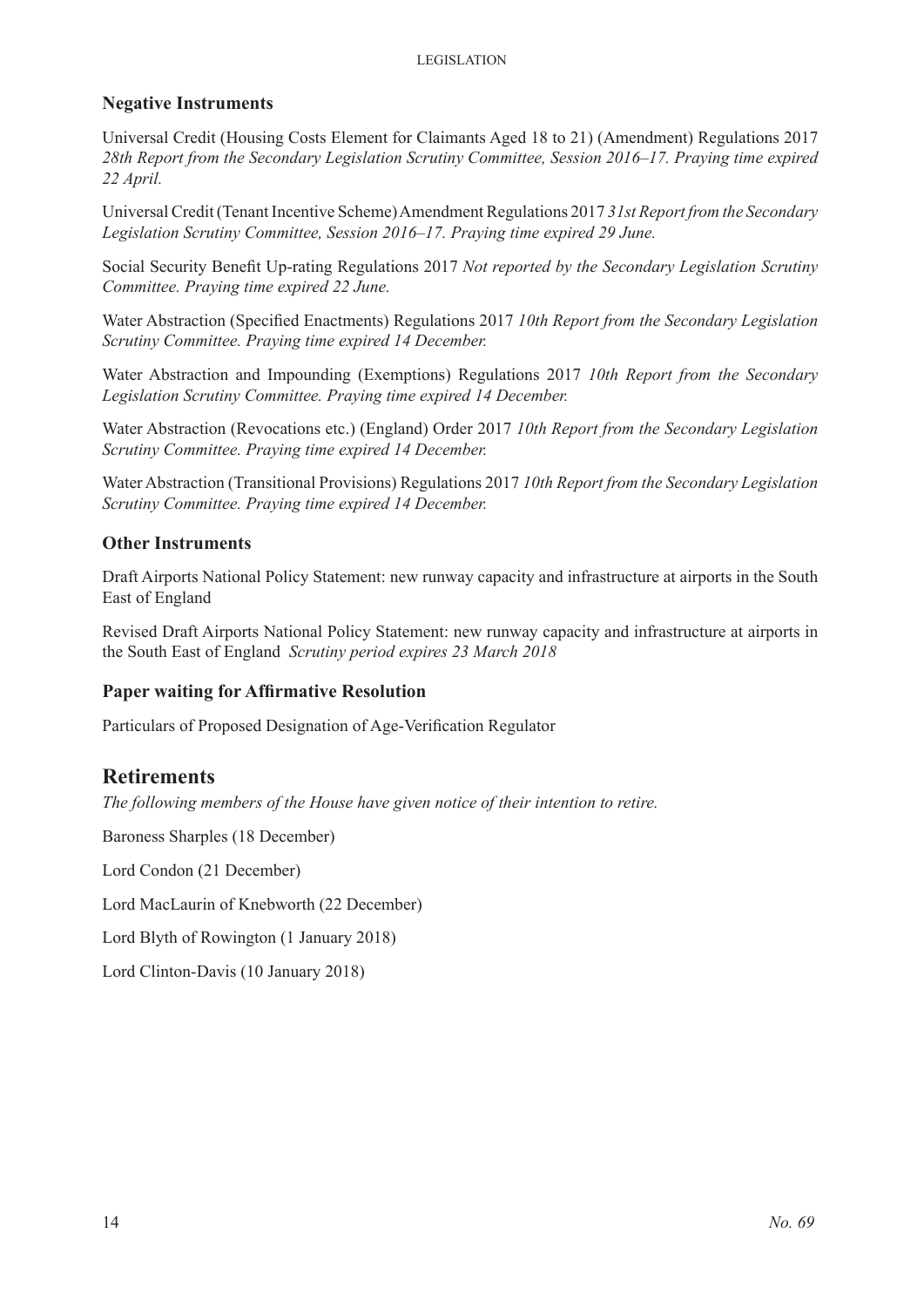### Negative Instruments

Universal Credit (Housing Costs Element for Claimants Aged 18 to 21) (Amendment) Regulations 2017 *28th Report from the Secondary Legislation Scrutiny Committee, Session 2016–17. Praying time expired 22 April.*

Universal Credit (Tenant Incentive Scheme) Amendment Regulations 2017 *31st Report from the Secondary Legislation Scrutiny Committee, Session 2016–17. Praying time expired 29 June.*

Social Security Benefit Up-rating Regulations 2017 *Not reported by the Secondary Legislation Scrutiny Committee. Praying time expired 22 June.*

Water Abstraction (Specified Enactments) Regulations 2017 *10th Report from the Secondary Legislation Scrutiny Committee. Praying time expired 14 December.*

Water Abstraction and Impounding (Exemptions) Regulations 2017 *10th Report from the Secondary Legislation Scrutiny Committee. Praying time expired 14 December.*

Water Abstraction (Revocations etc.) (England) Order 2017 *10th Report from the Secondary Legislation Scrutiny Committee. Praying time expired 14 December.*

Water Abstraction (Transitional Provisions) Regulations 2017 *10th Report from the Secondary Legislation Scrutiny Committee. Praying time expired 14 December.*

### Other Instruments

Draft Airports National Policy Statement: new runway capacity and infrastructure at airports in the South East of England

Revised Draft Airports National Policy Statement: new runway capacity and infrastructure at airports in the South East of England *Scrutiny period expires 23 March 2018*

### Paper waiting for Affirmative Resolution

Particulars of Proposed Designation of Age-Verification Regulator

## Retirements

*The following members of the House have given notice of their intention to retire.*

Baroness Sharples (18 December)

Lord Condon (21 December)

Lord MacLaurin of Knebworth (22 December)

Lord Blyth of Rowington (1 January 2018)

Lord Clinton-Davis (10 January 2018)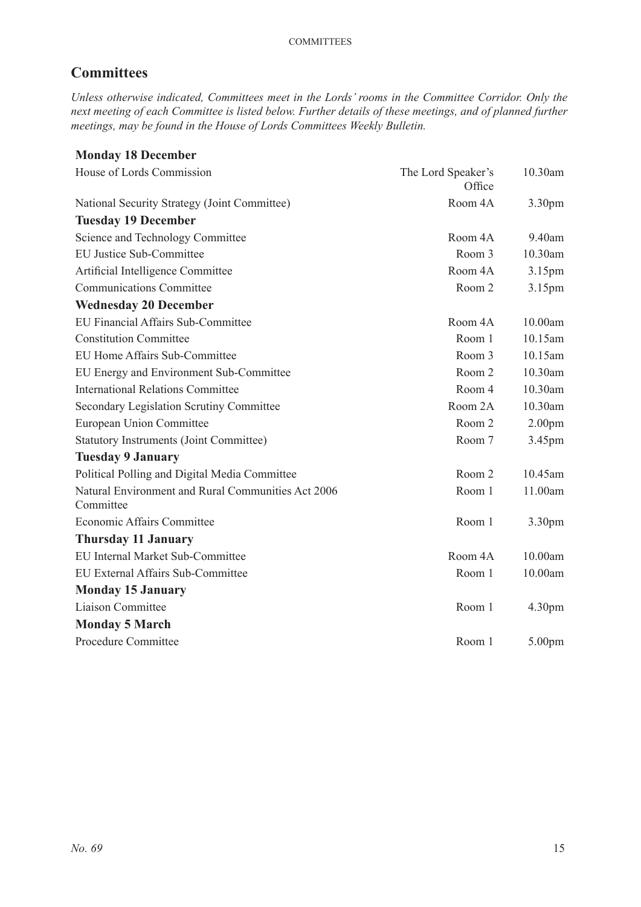## Committees

*Unless otherwise indicated, Committees meet in the Lords' rooms in the Committee Corridor. Only the next meeting of each Committee is listed below. Further details of these meetings, and of planned further meetings, may be found in the House of Lords Committees Weekly Bulletin.*

| | | |
|---|---|---|
| **Monday 18 December** | | |
| House of Lords Commission | The Lord Speaker's Office | 10.30am |
| National Security Strategy (Joint Committee) | Room 4A | 3.30pm |
| **Tuesday 19 December** | | |
| Science and Technology Committee | Room 4A | 9.40am |
| EU Justice Sub-Committee | Room 3 | 10.30am |
| Artificial Intelligence Committee | Room 4A | 3.15pm |
| Communications Committee | Room 2 | 3.15pm |
| **Wednesday 20 December** | | |
| EU Financial Affairs Sub-Committee | Room 4A | 10.00am |
| Constitution Committee | Room 1 | 10.15am |
| EU Home Affairs Sub-Committee | Room 3 | 10.15am |
| EU Energy and Environment Sub-Committee | Room 2 | 10.30am |
| International Relations Committee | Room 4 | 10.30am |
| Secondary Legislation Scrutiny Committee | Room 2A | 10.30am |
| European Union Committee | Room 2 | 2.00pm |
| Statutory Instruments (Joint Committee) | Room 7 | 3.45pm |
| **Tuesday 9 January** | | |
| Political Polling and Digital Media Committee | Room 2 | 10.45am |
| Natural Environment and Rural Communities Act 2006 Committee | Room 1 | 11.00am |
| Economic Affairs Committee | Room 1 | 3.30pm |
| **Thursday 11 January** | | |
| EU Internal Market Sub-Committee | Room 4A | 10.00am |
| EU External Affairs Sub-Committee | Room 1 | 10.00am |
| **Monday 15 January** | | |
| Liaison Committee | Room 1 | 4.30pm |
| **Monday 5 March** | | |
| Procedure Committee | Room 1 | 5.00pm |

*No. 69*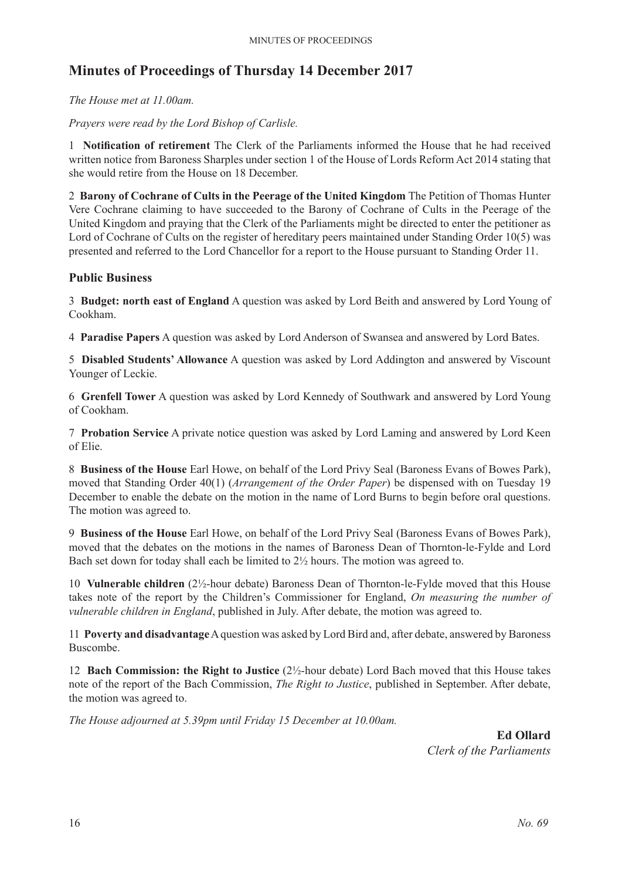## Minutes of Proceedings of Thursday 14 December 2017

*The House met at 11.00am.*

*Prayers were read by the Lord Bishop of Carlisle.*

1 **Notification of retirement** The Clerk of the Parliaments informed the House that he had received written notice from Baroness Sharples under section 1 of the House of Lords Reform Act 2014 stating that she would retire from the House on 18 December.

2 **Barony of Cochrane of Cults in the Peerage of the United Kingdom** The Petition of Thomas Hunter Vere Cochrane claiming to have succeeded to the Barony of Cochrane of Cults in the Peerage of the United Kingdom and praying that the Clerk of the Parliaments might be directed to enter the petitioner as Lord of Cochrane of Cults on the register of hereditary peers maintained under Standing Order 10(5) was presented and referred to the Lord Chancellor for a report to the House pursuant to Standing Order 11.

### Public Business

3 **Budget: north east of England** A question was asked by Lord Beith and answered by Lord Young of Cookham.

4 **Paradise Papers** A question was asked by Lord Anderson of Swansea and answered by Lord Bates.

5 **Disabled Students' Allowance** A question was asked by Lord Addington and answered by Viscount Younger of Leckie.

6 **Grenfell Tower** A question was asked by Lord Kennedy of Southwark and answered by Lord Young of Cookham.

7 **Probation Service** A private notice question was asked by Lord Laming and answered by Lord Keen of Elie.

8 **Business of the House** Earl Howe, on behalf of the Lord Privy Seal (Baroness Evans of Bowes Park), moved that Standing Order 40(1) (*Arrangement of the Order Paper*) be dispensed with on Tuesday 19 December to enable the debate on the motion in the name of Lord Burns to begin before oral questions. The motion was agreed to.

9 **Business of the House** Earl Howe, on behalf of the Lord Privy Seal (Baroness Evans of Bowes Park), moved that the debates on the motions in the names of Baroness Dean of Thornton-le-Fylde and Lord Bach set down for today shall each be limited to 2½ hours. The motion was agreed to.

10 **Vulnerable children** (2½-hour debate) Baroness Dean of Thornton-le-Fylde moved that this House takes note of the report by the Children's Commissioner for England, *On measuring the number of vulnerable children in England*, published in July. After debate, the motion was agreed to.

11 **Poverty and disadvantage** A question was asked by Lord Bird and, after debate, answered by Baroness Buscombe.

12 **Bach Commission: the Right to Justice** (2½-hour debate) Lord Bach moved that this House takes note of the report of the Bach Commission, *The Right to Justice*, published in September. After debate, the motion was agreed to.

*The House adjourned at 5.39pm until Friday 15 December at 10.00am.*

**Ed Ollard**
*Clerk of the Parliaments*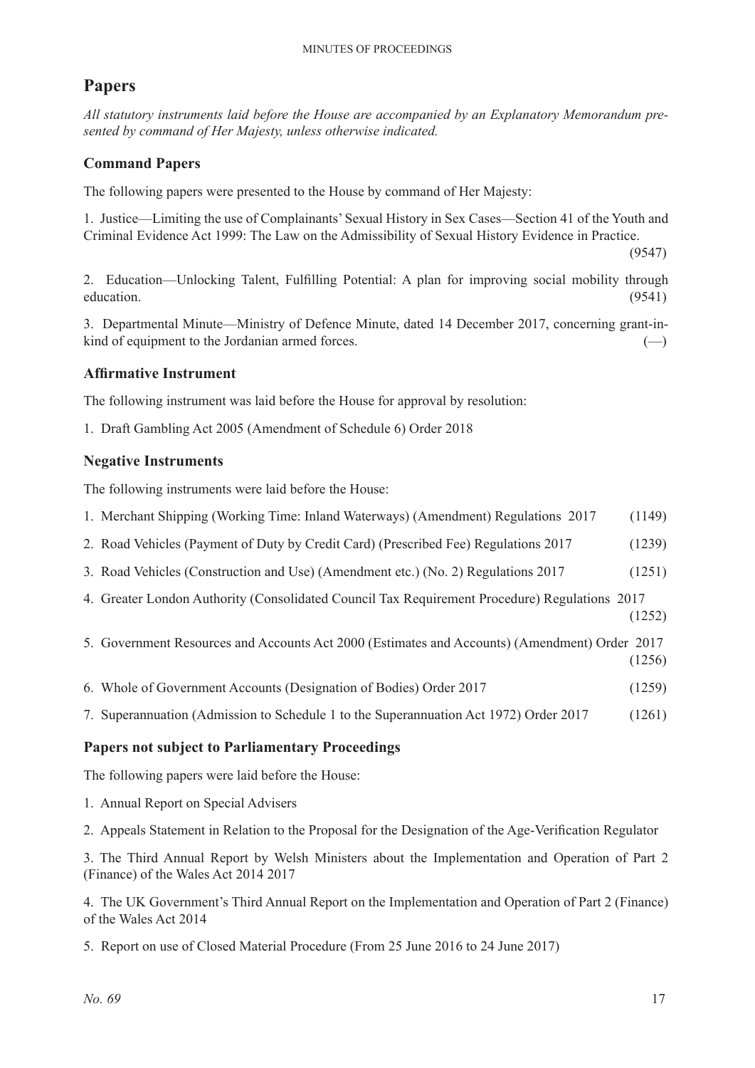## Papers

*All statutory instruments laid before the House are accompanied by an Explanatory Memorandum presented by command of Her Majesty, unless otherwise indicated.*

### Command Papers

The following papers were presented to the House by command of Her Majesty:

1. Justice—Limiting the use of Complainants' Sexual History in Sex Cases—Section 41 of the Youth and Criminal Evidence Act 1999: The Law on the Admissibility of Sexual History Evidence in Practice. (9547)

2. Education—Unlocking Talent, Fulfilling Potential: A plan for improving social mobility through education. (9541)

3. Departmental Minute—Ministry of Defence Minute, dated 14 December 2017, concerning grant-in-kind of equipment to the Jordanian armed forces. (—)

### Affirmative Instrument

The following instrument was laid before the House for approval by resolution:

1. Draft Gambling Act 2005 (Amendment of Schedule 6) Order 2018

### Negative Instruments

The following instruments were laid before the House:

1. Merchant Shipping (Working Time: Inland Waterways) (Amendment) Regulations 2017 (1149)

2. Road Vehicles (Payment of Duty by Credit Card) (Prescribed Fee) Regulations 2017 (1239)

3. Road Vehicles (Construction and Use) (Amendment etc.) (No. 2) Regulations 2017 (1251)

4. Greater London Authority (Consolidated Council Tax Requirement Procedure) Regulations 2017 (1252)

5. Government Resources and Accounts Act 2000 (Estimates and Accounts) (Amendment) Order 2017 (1256)

6. Whole of Government Accounts (Designation of Bodies) Order 2017 (1259)

7. Superannuation (Admission to Schedule 1 to the Superannuation Act 1972) Order 2017 (1261)

### Papers not subject to Parliamentary Proceedings

The following papers were laid before the House:

1. Annual Report on Special Advisers

2. Appeals Statement in Relation to the Proposal for the Designation of the Age-Verification Regulator

3. The Third Annual Report by Welsh Ministers about the Implementation and Operation of Part 2 (Finance) of the Wales Act 2014 2017

4. The UK Government's Third Annual Report on the Implementation and Operation of Part 2 (Finance) of the Wales Act 2014

5. Report on use of Closed Material Procedure (From 25 June 2016 to 24 June 2017)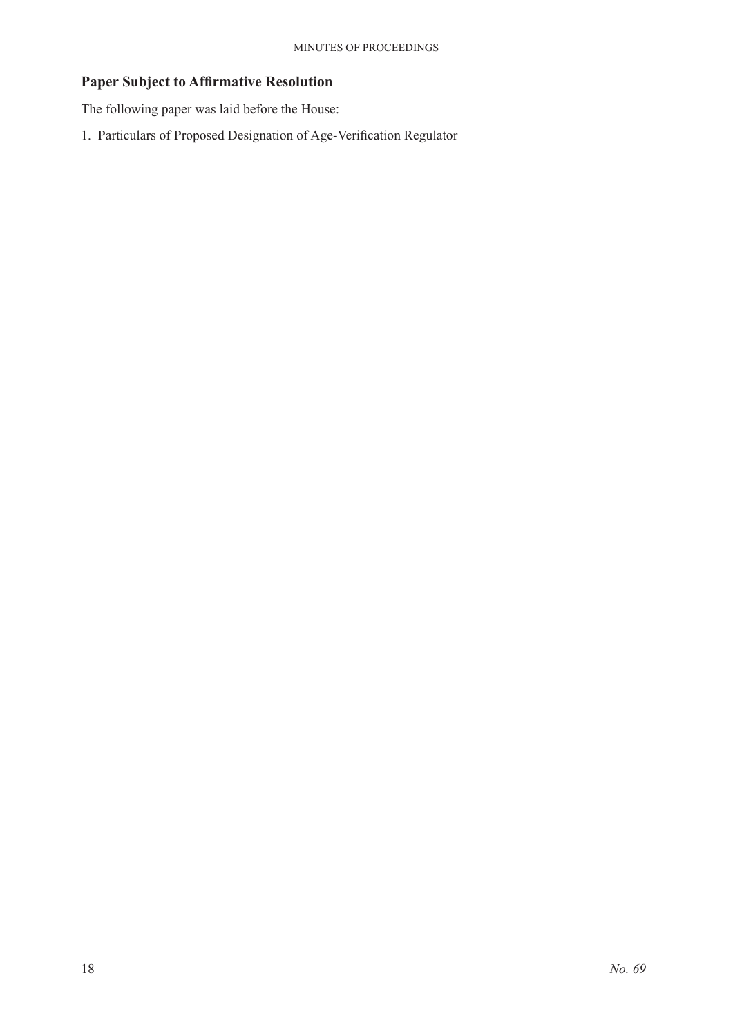## Paper Subject to Affirmative Resolution

The following paper was laid before the House:

1. Particulars of Proposed Designation of Age-Verification Regulator